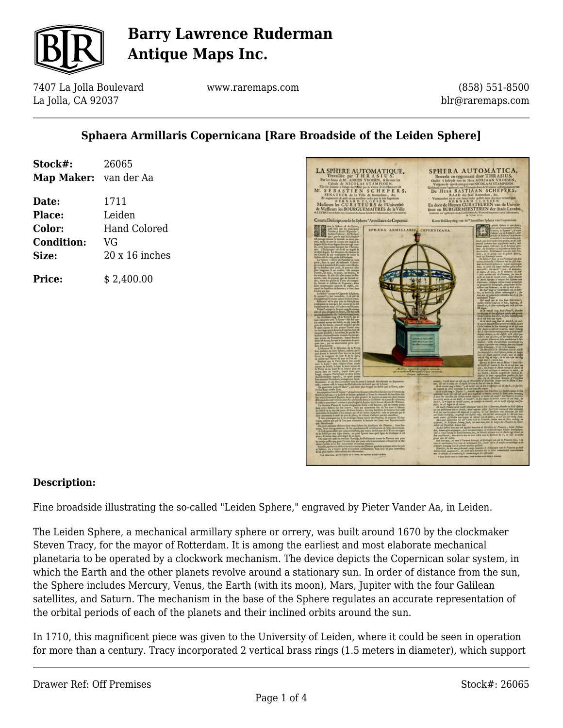# Barry Lawrence Ruderman Antique Maps Inc.

7407 La Jolla Boulevard
La Jolla, CA 92037

www.raremaps.com

(858) 551-8500
blr@raremaps.com

## Sphaera Armillaris Copernicana [Rare Broadside of the Leiden Sphere]

| | |
|---|---|
| **Stock#:** | 26065 |
| **Map Maker:** | van der Aa |
| **Date:** | 1711 |
| **Place:** | Leiden |
| **Color:** | Hand Colored |
| **Condition:** | VG |
| **Size:** | 20 x 16 inches |
| **Price:** | $ 2,400.00 |

### Description:

Fine broadside illustrating the so-called "Leiden Sphere," engraved by Pieter Vander Aa, in Leiden.

The Leiden Sphere, a mechanical armillary sphere or orrery, was built around 1670 by the clockmaker Steven Tracy, for the mayor of Rotterdam. It is among the earliest and most elaborate mechanical planetaria to be operated by a clockwork mechanism. The device depicts the Copernican solar system, in which the Earth and the other planets revolve around a stationary sun. In order of distance from the sun, the Sphere includes Mercury, Venus, the Earth (with its moon), Mars, Jupiter with the four Galilean satellites, and Saturn. The mechanism in the base of the Sphere regulates an accurate representation of the orbital periods of each of the planets and their inclined orbits around the sun.

In 1710, this magnificent piece was given to the University of Leiden, where it could be seen in operation for more than a century. Tracy incorporated 2 vertical brass rings (1.5 meters in diameter), which support

Drawer Ref: Off Premises

Stock#: 26065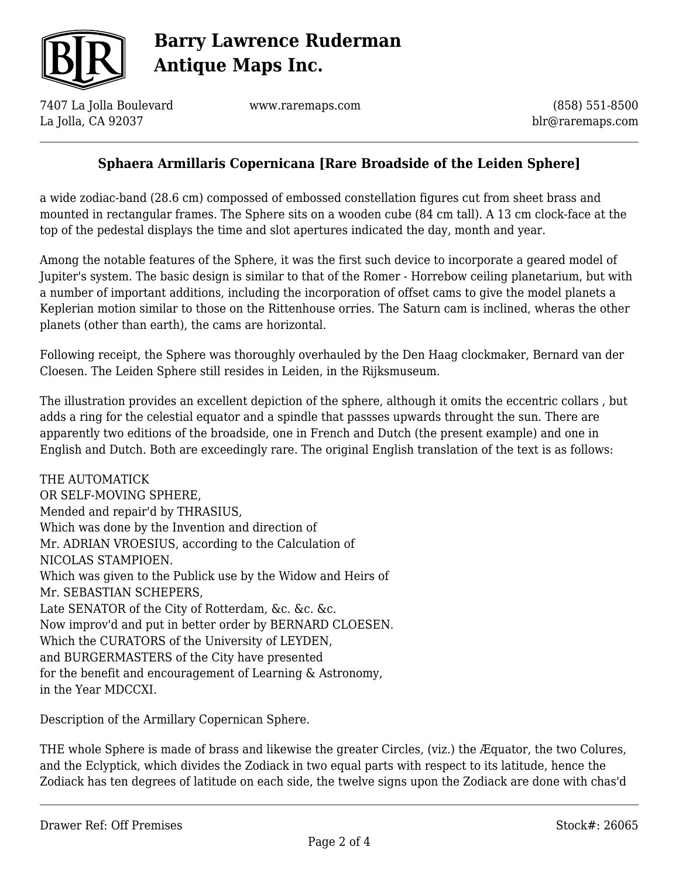## Sphaera Armillaris Copernicana [Rare Broadside of the Leiden Sphere]

a wide zodiac-band (28.6 cm) compossed of embossed constellation figures cut from sheet brass and mounted in rectangular frames. The Sphere sits on a wooden cube (84 cm tall). A 13 cm clock-face at the top of the pedestal displays the time and slot apertures indicated the day, month and year.

Among the notable features of the Sphere, it was the first such device to incorporate a geared model of Jupiter's system. The basic design is similar to that of the Romer - Horrebow ceiling planetarium, but with a number of important additions, including the incorporation of offset cams to give the model planets a Keplerian motion similar to those on the Rittenhouse orries. The Saturn cam is inclined, wheras the other planets (other than earth), the cams are horizontal.

Following receipt, the Sphere was thoroughly overhauled by the Den Haag clockmaker, Bernard van der Cloesen. The Leiden Sphere still resides in Leiden, in the Rijksmuseum.

The illustration provides an excellent depiction of the sphere, although it omits the eccentric collars , but adds a ring for the celestial equator and a spindle that passses upwards throught the sun. There are apparently two editions of the broadside, one in French and Dutch (the present example) and one in English and Dutch. Both are exceedingly rare. The original English translation of the text is as follows:

THE AUTOMATICK
OR SELF-MOVING SPHERE,
Mended and repair'd by THRASIUS,
Which was done by the Invention and direction of
Mr. ADRIAN VROESIUS, according to the Calculation of
NICOLAS STAMPIOEN.
Which was given to the Publick use by the Widow and Heirs of
Mr. SEBASTIAN SCHEPERS,
Late SENATOR of the City of Rotterdam, &c. &c. &c.
Now improv'd and put in better order by BERNARD CLOESEN.
Which the CURATORS of the University of LEYDEN,
and BURGERMASTERS of the City have presented
for the benefit and encouragement of Learning & Astronomy,
in the Year MDCCXI.

Description of the Armillary Copernican Sphere.

THE whole Sphere is made of brass and likewise the greater Circles, (viz.) the Æquator, the two Colures, and the Eclyptick, which divides the Zodiack in two equal parts with respect to its latitude, hence the Zodiack has ten degrees of latitude on each side, the twelve signs upon the Zodiack are done with chas'd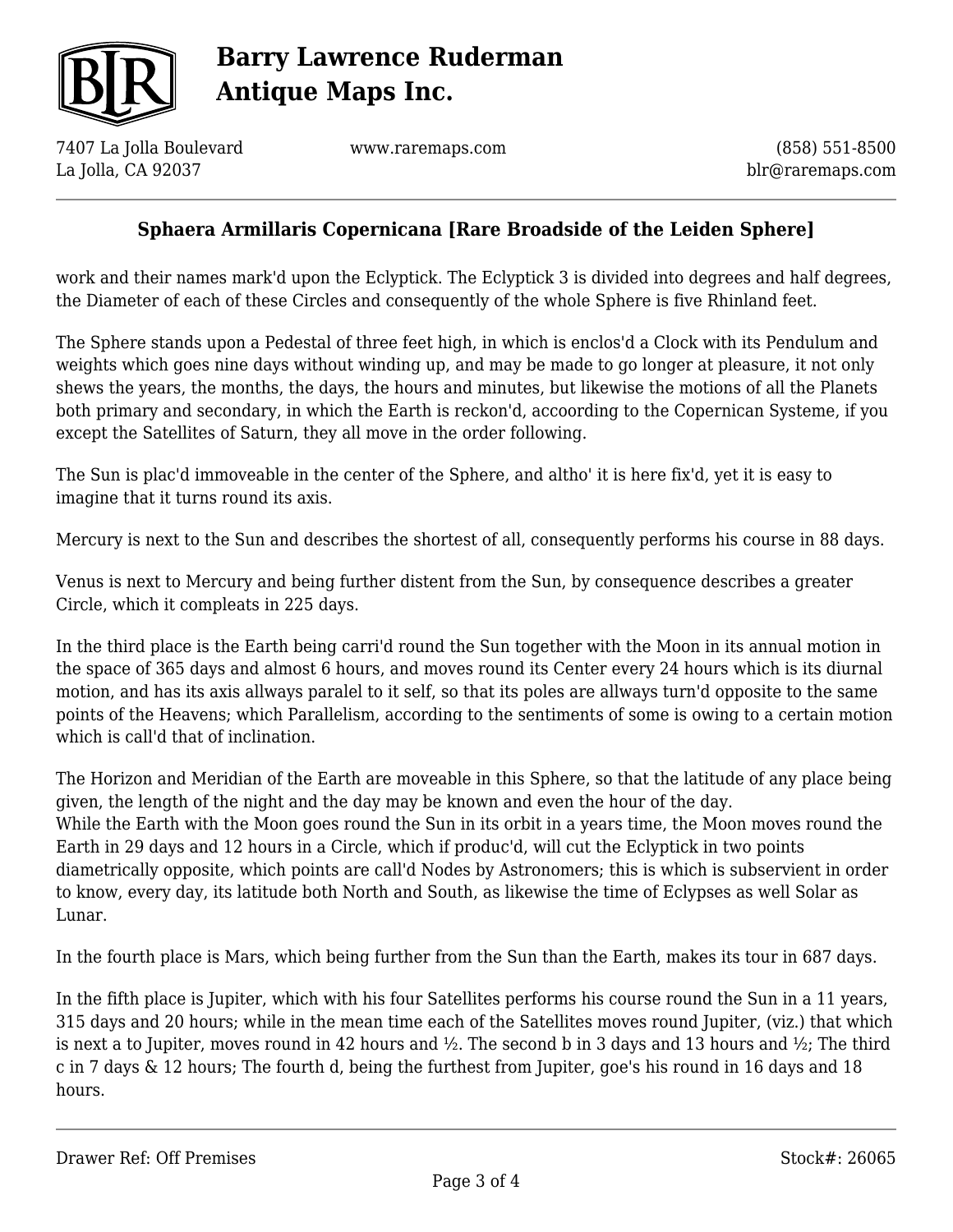## Sphaera Armillaris Copernicana [Rare Broadside of the Leiden Sphere]

work and their names mark'd upon the Eclyptick. The Eclyptick 3 is divided into degrees and half degrees, the Diameter of each of these Circles and consequently of the whole Sphere is five Rhinland feet.

The Sphere stands upon a Pedestal of three feet high, in which is enclos'd a Clock with its Pendulum and weights which goes nine days without winding up, and may be made to go longer at pleasure, it not only shews the years, the months, the days, the hours and minutes, but likewise the motions of all the Planets both primary and secondary, in which the Earth is reckon'd, accoording to the Copernican Systeme, if you except the Satellites of Saturn, they all move in the order following.

The Sun is plac'd immoveable in the center of the Sphere, and altho' it is here fix'd, yet it is easy to imagine that it turns round its axis.

Mercury is next to the Sun and describes the shortest of all, consequently performs his course in 88 days.

Venus is next to Mercury and being further distent from the Sun, by consequence describes a greater Circle, which it compleats in 225 days.

In the third place is the Earth being carri'd round the Sun together with the Moon in its annual motion in the space of 365 days and almost 6 hours, and moves round its Center every 24 hours which is its diurnal motion, and has its axis allways paralel to it self, so that its poles are allways turn'd opposite to the same points of the Heavens; which Parallelism, according to the sentiments of some is owing to a certain motion which is call'd that of inclination.

The Horizon and Meridian of the Earth are moveable in this Sphere, so that the latitude of any place being given, the length of the night and the day may be known and even the hour of the day.
While the Earth with the Moon goes round the Sun in its orbit in a years time, the Moon moves round the Earth in 29 days and 12 hours in a Circle, which if produc'd, will cut the Eclyptick in two points diametrically opposite, which points are call'd Nodes by Astronomers; this is which is subservient in order to know, every day, its latitude both North and South, as likewise the time of Eclypses as well Solar as Lunar.

In the fourth place is Mars, which being further from the Sun than the Earth, makes its tour in 687 days.

In the fifth place is Jupiter, which with his four Satellites performs his course round the Sun in a 11 years, 315 days and 20 hours; while in the mean time each of the Satellites moves round Jupiter, (viz.) that which is next a to Jupiter, moves round in 42 hours and ½. The second b in 3 days and 13 hours and ½; The third c in 7 days & 12 hours; The fourth d, being the furthest from Jupiter, goe's his round in 16 days and 18 hours.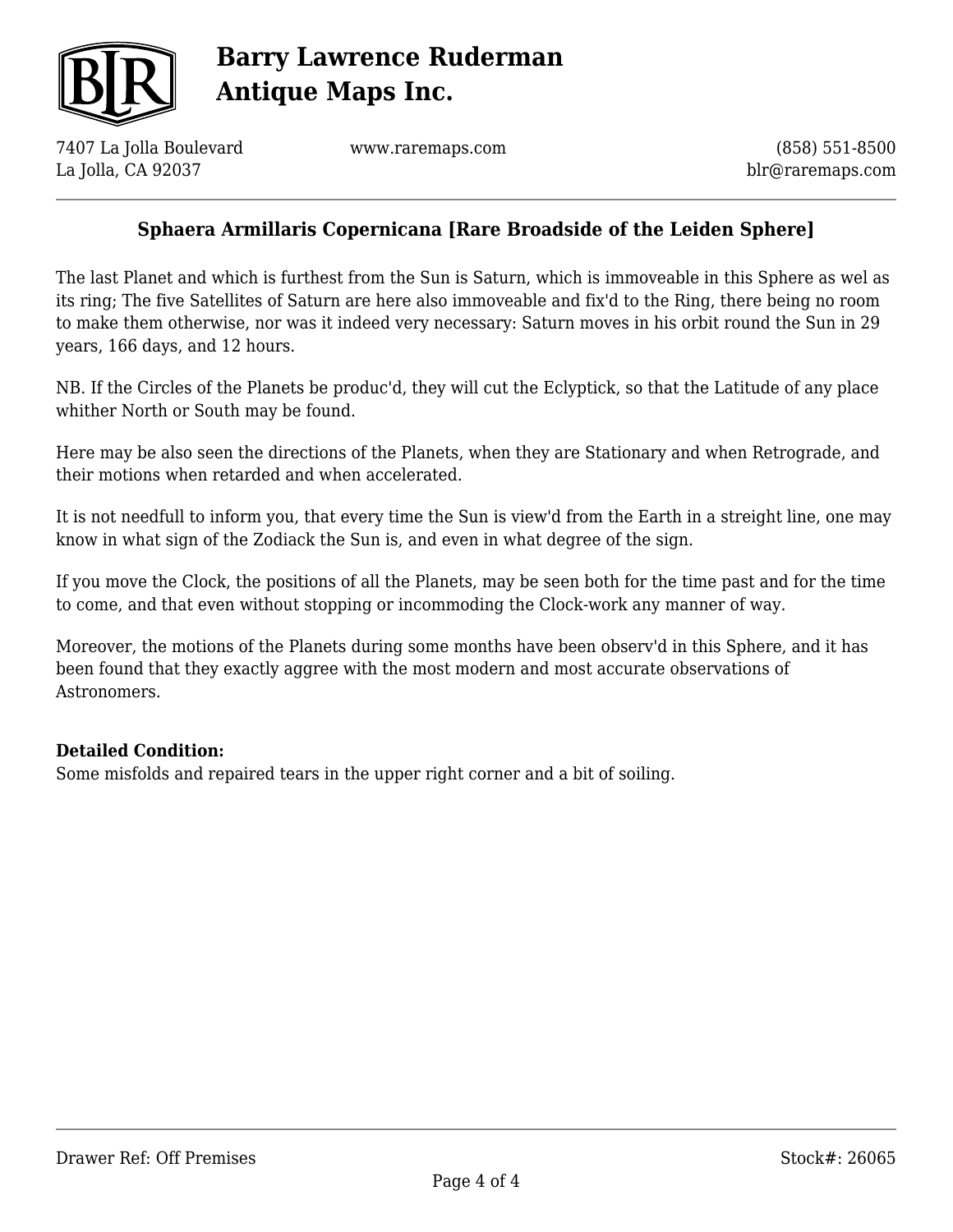The last Planet and which is furthest from the Sun is Saturn, which is immoveable in this Sphere as wel as its ring; The five Satellites of Saturn are here also immoveable and fix'd to the Ring, there being no room to make them otherwise, nor was it indeed very necessary: Saturn moves in his orbit round the Sun in 29 years, 166 days, and 12 hours.

NB. If the Circles of the Planets be produc'd, they will cut the Eclyptick, so that the Latitude of any place whither North or South may be found.

Here may be also seen the directions of the Planets, when they are Stationary and when Retrograde, and their motions when retarded and when accelerated.

It is not needfull to inform you, that every time the Sun is view'd from the Earth in a streight line, one may know in what sign of the Zodiack the Sun is, and even in what degree of the sign.

If you move the Clock, the positions of all the Planets, may be seen both for the time past and for the time to come, and that even without stopping or incommoding the Clock-work any manner of way.

Moreover, the motions of the Planets during some months have been observ'd in this Sphere, and it has been found that they exactly aggree with the most modern and most accurate observations of Astronomers.

**Detailed Condition:**
Some misfolds and repaired tears in the upper right corner and a bit of soiling.